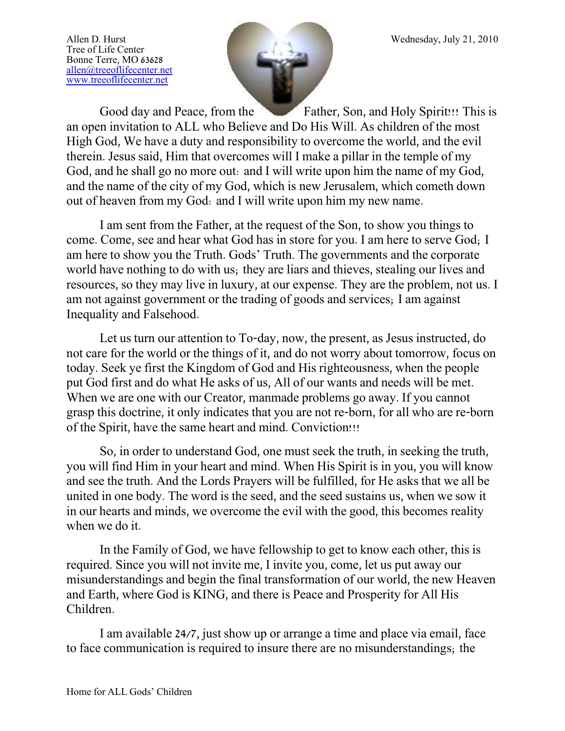Allen D. Hurst
Tree of Life Center
Bonne Terre, MO 63628
allen@treeoflifecenter.net
www.treeoflifecenter.net

Wednesday, July 21, 2010

Good day and Peace, from the Father, Son, and Holy Spirit!!! This is an open invitation to ALL who Believe and Do His Will. As children of the most High God, We have a duty and responsibility to overcome the world, and the evil therein. Jesus said, Him that overcomes will I make a pillar in the temple of my God, and he shall go no more out: and I will write upon him the name of my God, and the name of the city of my God, which is new Jerusalem, which cometh down out of heaven from my God: and I will write upon him my new name.

I am sent from the Father, at the request of the Son, to show you things to come. Come, see and hear what God has in store for you. I am here to serve God; I am here to show you the Truth. Gods' Truth. The governments and the corporate world have nothing to do with us; they are liars and thieves, stealing our lives and resources, so they may live in luxury, at our expense. They are the problem, not us. I am not against government or the trading of goods and services; I am against Inequality and Falsehood.

Let us turn our attention to To-day, now, the present, as Jesus instructed, do not care for the world or the things of it, and do not worry about tomorrow, focus on today. Seek ye first the Kingdom of God and His righteousness, when the people put God first and do what He asks of us, All of our wants and needs will be met. When we are one with our Creator, manmade problems go away. If you cannot grasp this doctrine, it only indicates that you are not re-born, for all who are re-born of the Spirit, have the same heart and mind. Conviction!!!

So, in order to understand God, one must seek the truth, in seeking the truth, you will find Him in your heart and mind. When His Spirit is in you, you will know and see the truth. And the Lords Prayers will be fulfilled, for He asks that we all be united in one body. The word is the seed, and the seed sustains us, when we sow it in our hearts and minds, we overcome the evil with the good, this becomes reality when we do it.

In the Family of God, we have fellowship to get to know each other, this is required. Since you will not invite me, I invite you, come, let us put away our misunderstandings and begin the final transformation of our world, the new Heaven and Earth, where God is KING, and there is Peace and Prosperity for All His Children.

I am available 24/7, just show up or arrange a time and place via email, face to face communication is required to insure there are no misunderstandings; the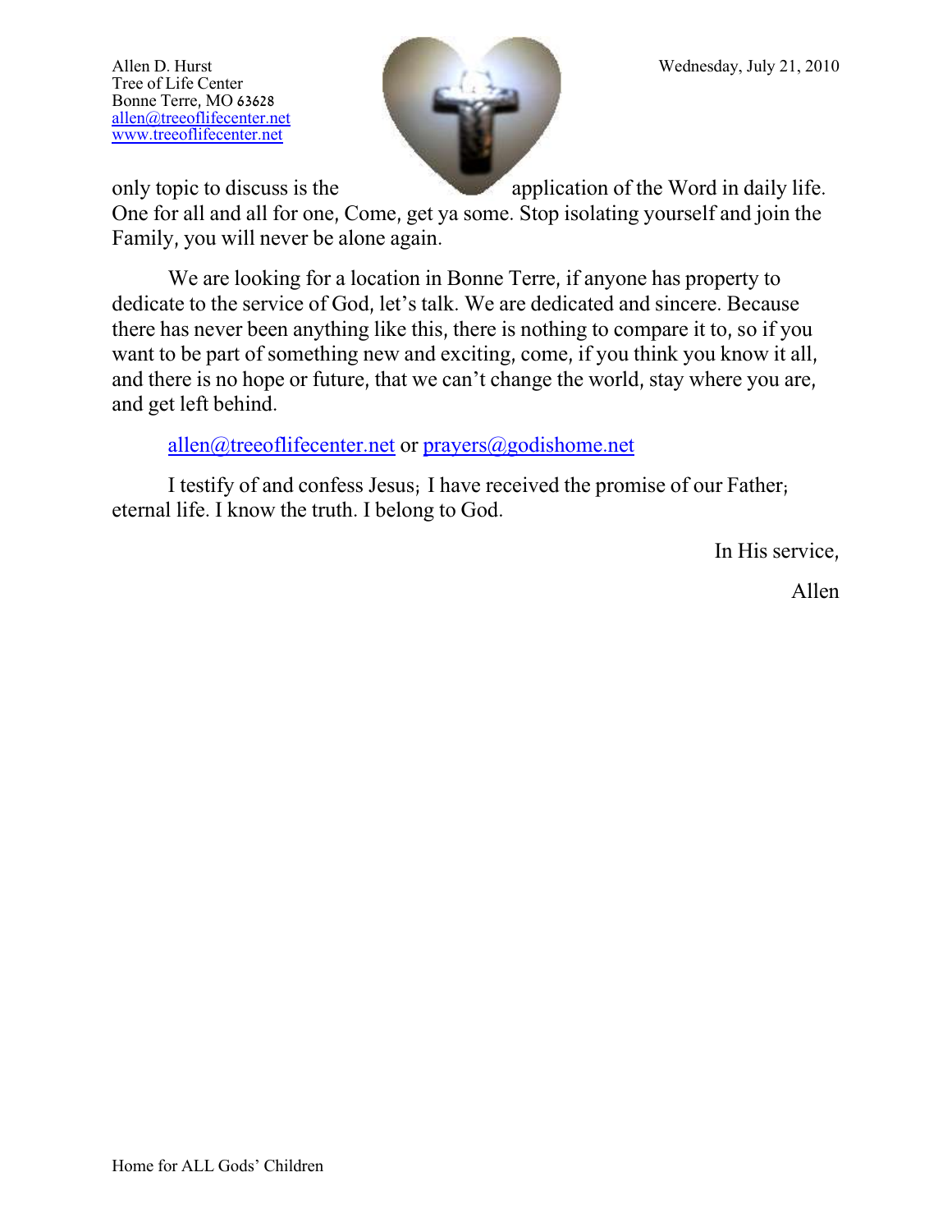Allen D. Hurst
Tree of Life Center
Bonne Terre, MO 63628
allen@treeoflifecenter.net
www.treeoflifecenter.net

Wednesday, July 21, 2010

only topic to discuss is the application of the Word in daily life. One for all and all for one, Come, get ya some. Stop isolating yourself and join the Family, you will never be alone again.

We are looking for a location in Bonne Terre, if anyone has property to dedicate to the service of God, let's talk. We are dedicated and sincere. Because there has never been anything like this, there is nothing to compare it to, so if you want to be part of something new and exciting, come, if you think you know it all, and there is no hope or future, that we can't change the world, stay where you are, and get left behind.

allen@treeoflifecenter.net or prayers@godishome.net

I testify of and confess Jesus; I have received the promise of our Father; eternal life. I know the truth. I belong to God.

In His service,

Allen

Home for ALL Gods' Children